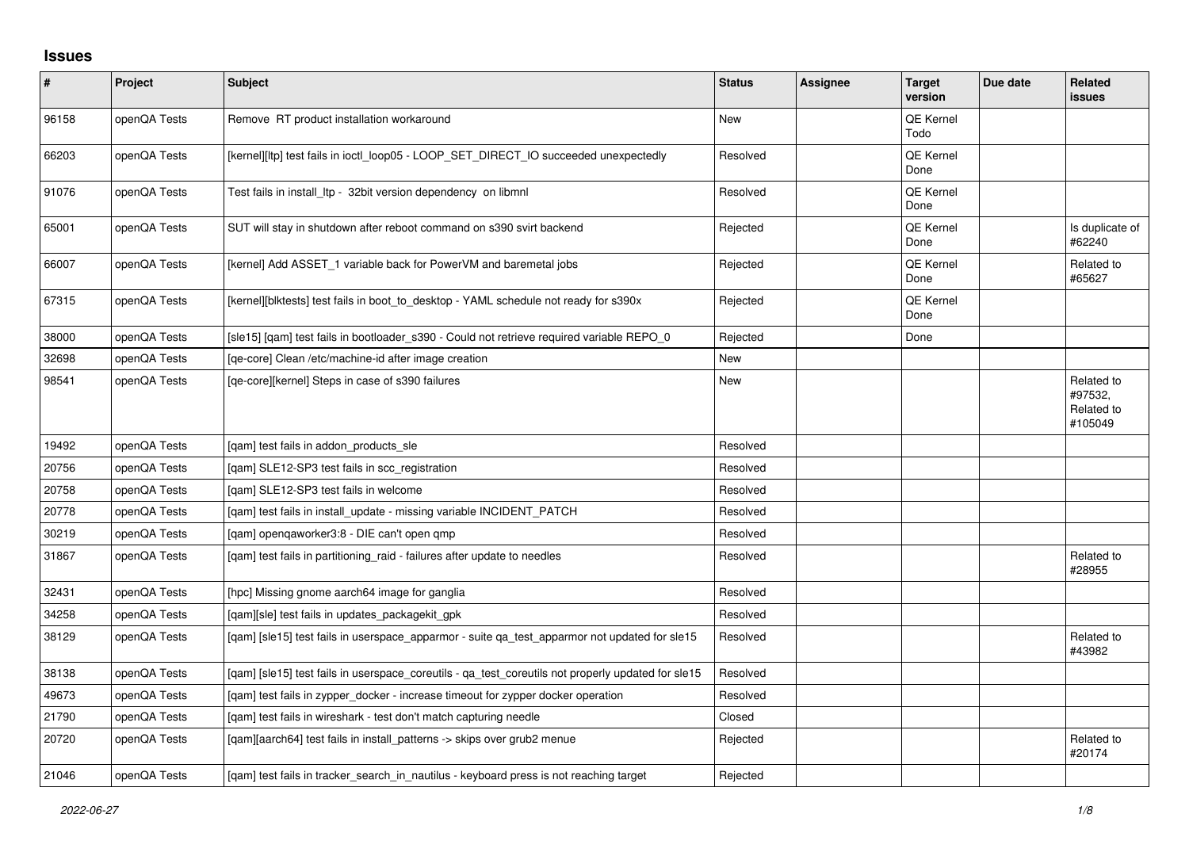## Issues

| # | Project | Subject | Status | Assignee | Target version | Due date | Related issues |
|---|---|---|---|---|---|---|---|
| 96158 | openQA Tests | Remove RT product installation workaround | New | | QE Kernel Todo | | |
| 66203 | openQA Tests | [kernel][ltp] test fails in ioctl_loop05 - LOOP_SET_DIRECT_IO succeeded unexpectedly | Resolved | | QE Kernel Done | | |
| 91076 | openQA Tests | Test fails in install_ltp - 32bit version dependency on libmnl | Resolved | | QE Kernel Done | | |
| 65001 | openQA Tests | SUT will stay in shutdown after reboot command on s390 svirt backend | Rejected | | QE Kernel Done | | Is duplicate of #62240 |
| 66007 | openQA Tests | [kernel] Add ASSET_1 variable back for PowerVM and baremetal jobs | Rejected | | QE Kernel Done | | Related to #65627 |
| 67315 | openQA Tests | [kernel][blktests] test fails in boot_to_desktop - YAML schedule not ready for s390x | Rejected | | QE Kernel Done | | |
| 38000 | openQA Tests | [sle15] [qam] test fails in bootloader_s390 - Could not retrieve required variable REPO_0 | Rejected | | Done | | |
| 32698 | openQA Tests | [qe-core] Clean /etc/machine-id after image creation | New | | | | |
| 98541 | openQA Tests | [qe-core][kernel] Steps in case of s390 failures | New | | | | Related to #97532, Related to #105049 |
| 19492 | openQA Tests | [qam] test fails in addon_products_sle | Resolved | | | | |
| 20756 | openQA Tests | [qam] SLE12-SP3 test fails in scc_registration | Resolved | | | | |
| 20758 | openQA Tests | [qam] SLE12-SP3 test fails in welcome | Resolved | | | | |
| 20778 | openQA Tests | [qam] test fails in install_update - missing variable INCIDENT_PATCH | Resolved | | | | |
| 30219 | openQA Tests | [qam] openqaworker3:8 - DIE can't open qmp | Resolved | | | | |
| 31867 | openQA Tests | [qam] test fails in partitioning_raid - failures after update to needles | Resolved | | | | Related to #28955 |
| 32431 | openQA Tests | [hpc] Missing gnome aarch64 image for ganglia | Resolved | | | | |
| 34258 | openQA Tests | [qam][sle] test fails in updates_packagekit_gpk | Resolved | | | | |
| 38129 | openQA Tests | [qam] [sle15] test fails in userspace_apparmor - suite qa_test_apparmor not updated for sle15 | Resolved | | | | Related to #43982 |
| 38138 | openQA Tests | [qam] [sle15] test fails in userspace_coreutils - qa_test_coreutils not properly updated for sle15 | Resolved | | | | |
| 49673 | openQA Tests | [qam] test fails in zypper_docker - increase timeout for zypper docker operation | Resolved | | | | |
| 21790 | openQA Tests | [qam] test fails in wireshark - test don't match capturing needle | Closed | | | | |
| 20720 | openQA Tests | [qam][aarch64] test fails in install_patterns -> skips over grub2 menue | Rejected | | | | Related to #20174 |
| 21046 | openQA Tests | [qam] test fails in tracker_search_in_nautilus - keyboard press is not reaching target | Rejected | | | | |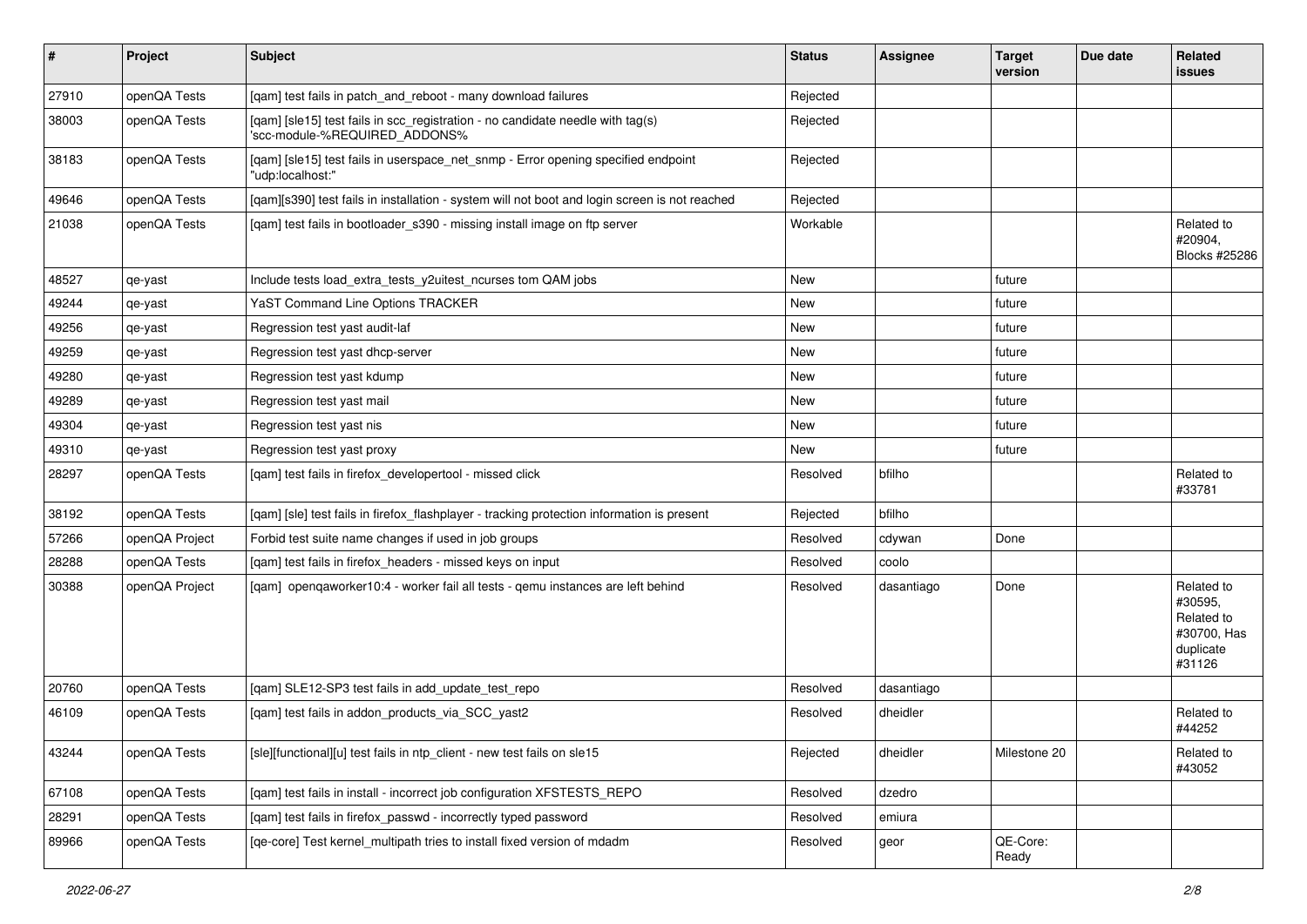| # | Project | Subject | Status | Assignee | Target version | Due date | Related issues |
|---|---|---|---|---|---|---|---|
| 27910 | openQA Tests | [qam] test fails in patch_and_reboot - many download failures | Rejected | | | | |
| 38003 | openQA Tests | [qam] [sle15] test fails in scc_registration - no candidate needle with tag(s) 'scc-module-%REQUIRED_ADDONS% | Rejected | | | | |
| 38183 | openQA Tests | [qam] [sle15] test fails in userspace_net_snmp - Error opening specified endpoint "udp:localhost:" | Rejected | | | | |
| 49646 | openQA Tests | [qam][s390] test fails in installation - system will not boot and login screen is not reached | Rejected | | | | |
| 21038 | openQA Tests | [qam] test fails in bootloader_s390 - missing install image on ftp server | Workable | | | | Related to #20904, Blocks #25286 |
| 48527 | qe-yast | Include tests load_extra_tests_y2uitest_ncurses tom QAM jobs | New | | future | | |
| 49244 | qe-yast | YaST Command Line Options TRACKER | New | | future | | |
| 49256 | qe-yast | Regression test yast audit-laf | New | | future | | |
| 49259 | qe-yast | Regression test yast dhcp-server | New | | future | | |
| 49280 | qe-yast | Regression test yast kdump | New | | future | | |
| 49289 | qe-yast | Regression test yast mail | New | | future | | |
| 49304 | qe-yast | Regression test yast nis | New | | future | | |
| 49310 | qe-yast | Regression test yast proxy | New | | future | | |
| 28297 | openQA Tests | [qam] test fails in firefox_developertool - missed click | Resolved | bfilho | | | Related to #33781 |
| 38192 | openQA Tests | [qam] [sle] test fails in firefox_flashplayer - tracking protection information is present | Rejected | bfilho | | | |
| 57266 | openQA Project | Forbid test suite name changes if used in job groups | Resolved | cdywan | Done | | |
| 28288 | openQA Tests | [qam] test fails in firefox_headers - missed keys on input | Resolved | coolo | | | |
| 30388 | openQA Project | [qam] openqaworker10:4 - worker fail all tests - qemu instances are left behind | Resolved | dasantiago | Done | | Related to #30595, Related to #30700, Has duplicate #31126 |
| 20760 | openQA Tests | [qam] SLE12-SP3 test fails in add_update_test_repo | Resolved | dasantiago | | | |
| 46109 | openQA Tests | [qam] test fails in addon_products_via_SCC_yast2 | Resolved | dheidler | | | Related to #44252 |
| 43244 | openQA Tests | [sle][functional][u] test fails in ntp_client - new test fails on sle15 | Rejected | dheidler | Milestone 20 | | Related to #43052 |
| 67108 | openQA Tests | [qam] test fails in install - incorrect job configuration XFSTESTS_REPO | Resolved | dzedro | | | |
| 28291 | openQA Tests | [qam] test fails in firefox_passwd - incorrectly typed password | Resolved | emiura | | | |
| 89966 | openQA Tests | [qe-core] Test kernel_multipath tries to install fixed version of mdadm | Resolved | geor | QE-Core: Ready | | |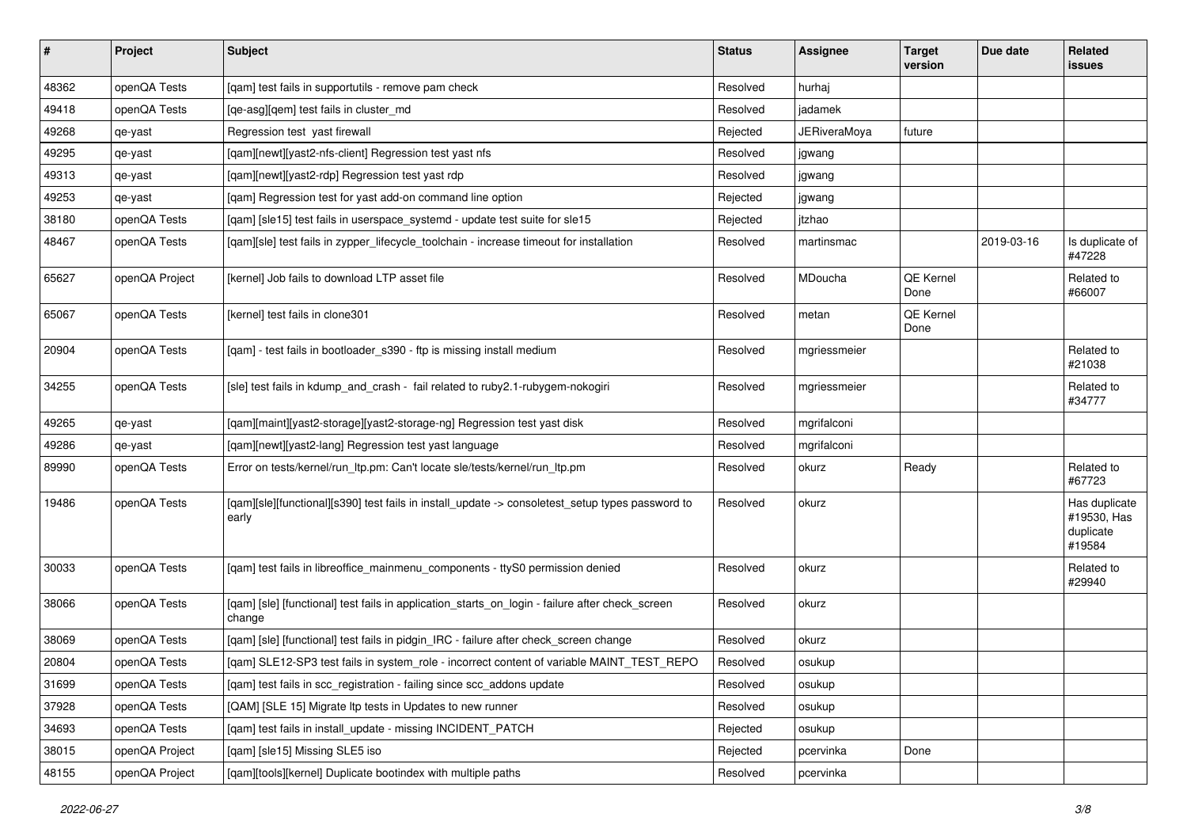| # | Project | Subject | Status | Assignee | Target version | Due date | Related issues |
|---|---|---|---|---|---|---|---|
| 48362 | openQA Tests | [qam] test fails in supportutils - remove pam check | Resolved | hurhaj | | | |
| 49418 | openQA Tests | [qe-asg][qem] test fails in cluster_md | Resolved | jadamek | | | |
| 49268 | qe-yast | Regression test yast firewall | Rejected | JERiveraMoya | future | | |
| 49295 | qe-yast | [qam][newt][yast2-nfs-client] Regression test yast nfs | Resolved | jgwang | | | |
| 49313 | qe-yast | [qam][newt][yast2-rdp] Regression test yast rdp | Resolved | jgwang | | | |
| 49253 | qe-yast | [qam] Regression test for yast add-on command line option | Rejected | jgwang | | | |
| 38180 | openQA Tests | [qam] [sle15] test fails in userspace_systemd - update test suite for sle15 | Rejected | jtzhao | | | |
| 48467 | openQA Tests | [qam][sle] test fails in zypper_lifecycle_toolchain - increase timeout for installation | Resolved | martinsmac | | 2019-03-16 | Is duplicate of #47228 |
| 65627 | openQA Project | [kernel] Job fails to download LTP asset file | Resolved | MDoucha | QE Kernel Done | | Related to #66007 |
| 65067 | openQA Tests | [kernel] test fails in clone301 | Resolved | metan | QE Kernel Done | | |
| 20904 | openQA Tests | [qam] - test fails in bootloader_s390 - ftp is missing install medium | Resolved | mgriessmeier | | | Related to #21038 |
| 34255 | openQA Tests | [sle] test fails in kdump_and_crash - fail related to ruby2.1-rubygem-nokogiri | Resolved | mgriessmeier | | | Related to #34777 |
| 49265 | qe-yast | [qam][maint][yast2-storage][yast2-storage-ng] Regression test yast disk | Resolved | mgrifalconi | | | |
| 49286 | qe-yast | [qam][newt][yast2-lang] Regression test yast language | Resolved | mgrifalconi | | | |
| 89990 | openQA Tests | Error on tests/kernel/run_ltp.pm: Can't locate sle/tests/kernel/run_ltp.pm | Resolved | okurz | Ready | | Related to #67723 |
| 19486 | openQA Tests | [qam][sle][functional][s390] test fails in install_update -> consoletest_setup types password to early | Resolved | okurz | | | Has duplicate #19530, Has duplicate #19584 |
| 30033 | openQA Tests | [qam] test fails in libreoffice_mainmenu_components - ttyS0 permission denied | Resolved | okurz | | | Related to #29940 |
| 38066 | openQA Tests | [qam] [sle] [functional] test fails in application_starts_on_login - failure after check_screen change | Resolved | okurz | | | |
| 38069 | openQA Tests | [qam] [sle] [functional] test fails in pidgin_IRC - failure after check_screen change | Resolved | okurz | | | |
| 20804 | openQA Tests | [qam] SLE12-SP3 test fails in system_role - incorrect content of variable MAINT_TEST_REPO | Resolved | osukup | | | |
| 31699 | openQA Tests | [qam] test fails in scc_registration - failing since scc_addons update | Resolved | osukup | | | |
| 37928 | openQA Tests | [QAM] [SLE 15] Migrate ltp tests in Updates to new runner | Resolved | osukup | | | |
| 34693 | openQA Tests | [qam] test fails in install_update - missing INCIDENT_PATCH | Rejected | osukup | | | |
| 38015 | openQA Project | [qam] [sle15] Missing SLE5 iso | Rejected | pcervinka | Done | | |
| 48155 | openQA Project | [qam][tools][kernel] Duplicate bootindex with multiple paths | Resolved | pcervinka | | | |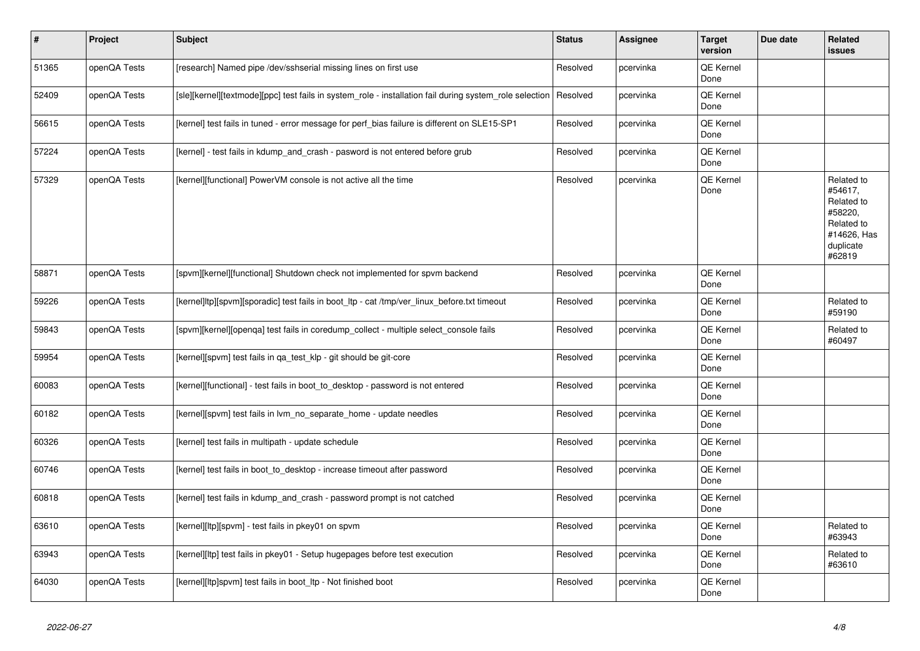| # | Project | Subject | Status | Assignee | Target version | Due date | Related issues |
|---|---|---|---|---|---|---|---|
| 51365 | openQA Tests | [research] Named pipe /dev/sshserial missing lines on first use | Resolved | pcervinka | QE Kernel Done | | |
| 52409 | openQA Tests | [sle][kernel][textmode][ppc] test fails in system_role - installation fail during system_role selection | Resolved | pcervinka | QE Kernel Done | | |
| 56615 | openQA Tests | [kernel] test fails in tuned - error message for perf_bias failure is different on SLE15-SP1 | Resolved | pcervinka | QE Kernel Done | | |
| 57224 | openQA Tests | [kernel] - test fails in kdump_and_crash - pasword is not entered before grub | Resolved | pcervinka | QE Kernel Done | | |
| 57329 | openQA Tests | [kernel][functional] PowerVM console is not active all the time | Resolved | pcervinka | QE Kernel Done | | Related to #54617, Related to #58220, Related to #14626, Has duplicate #62819 |
| 58871 | openQA Tests | [spvm][kernel][functional] Shutdown check not implemented for spvm backend | Resolved | pcervinka | QE Kernel Done | | |
| 59226 | openQA Tests | [kernel]ltp][spvm][sporadic] test fails in boot_ltp - cat /tmp/ver_linux_before.txt timeout | Resolved | pcervinka | QE Kernel Done | | Related to #59190 |
| 59843 | openQA Tests | [spvm][kernel][openqa] test fails in coredump_collect - multiple select_console fails | Resolved | pcervinka | QE Kernel Done | | Related to #60497 |
| 59954 | openQA Tests | [kernel][spvm] test fails in qa_test_klp - git should be git-core | Resolved | pcervinka | QE Kernel Done | | |
| 60083 | openQA Tests | [kernel][functional] - test fails in boot_to_desktop - password is not entered | Resolved | pcervinka | QE Kernel Done | | |
| 60182 | openQA Tests | [kernel][spvm] test fails in lvm_no_separate_home - update needles | Resolved | pcervinka | QE Kernel Done | | |
| 60326 | openQA Tests | [kernel] test fails in multipath - update schedule | Resolved | pcervinka | QE Kernel Done | | |
| 60746 | openQA Tests | [kernel] test fails in boot_to_desktop - increase timeout after password | Resolved | pcervinka | QE Kernel Done | | |
| 60818 | openQA Tests | [kernel] test fails in kdump_and_crash - password prompt is not catched | Resolved | pcervinka | QE Kernel Done | | |
| 63610 | openQA Tests | [kernel][ltp][spvm] - test fails in pkey01 on spvm | Resolved | pcervinka | QE Kernel Done | | Related to #63943 |
| 63943 | openQA Tests | [kernel][ltp] test fails in pkey01 - Setup hugepages before test execution | Resolved | pcervinka | QE Kernel Done | | Related to #63610 |
| 64030 | openQA Tests | [kernel][ltp]spvm] test fails in boot_ltp - Not finished boot | Resolved | pcervinka | QE Kernel Done | | |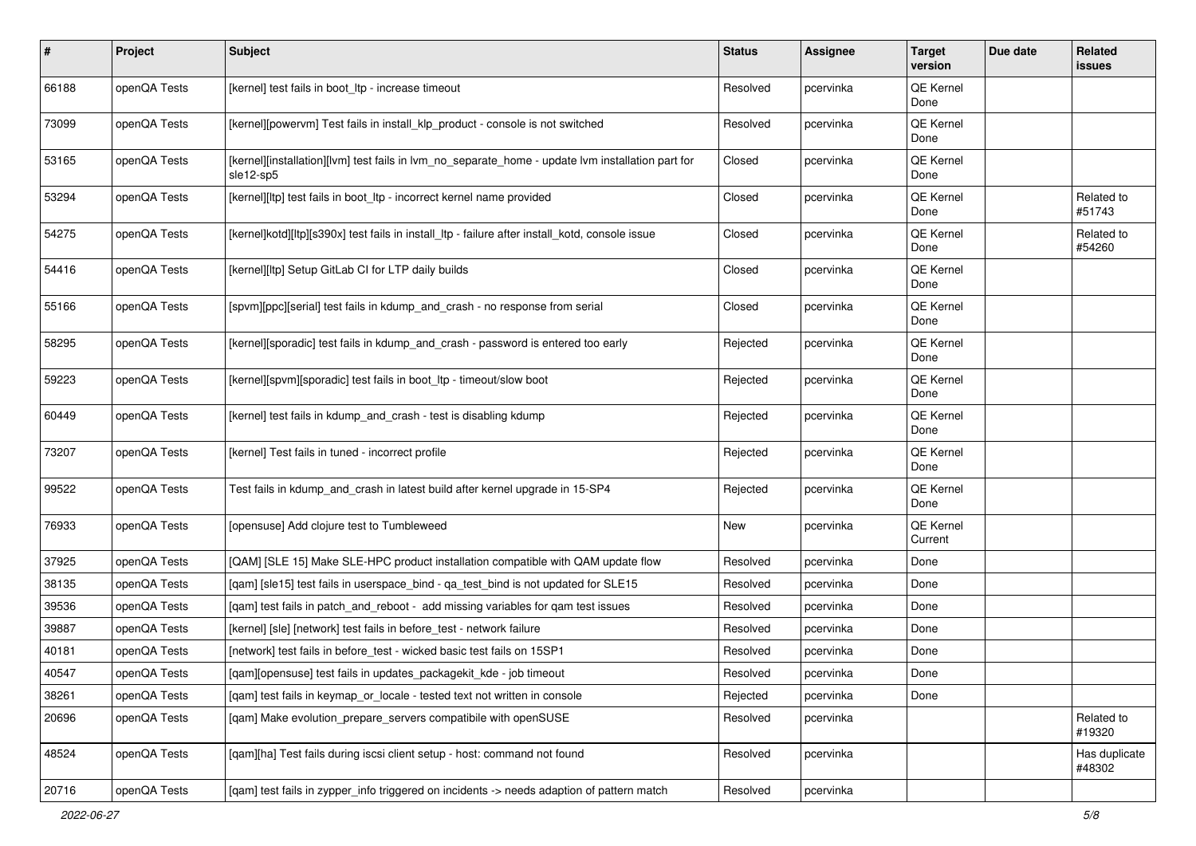| # | Project | Subject | Status | Assignee | Target version | Due date | Related issues |
|---|---|---|---|---|---|---|---|
| 66188 | openQA Tests | [kernel] test fails in boot_ltp - increase timeout | Resolved | pcervinka | QE Kernel Done | | |
| 73099 | openQA Tests | [kernel][powervm] Test fails in install_klp_product - console is not switched | Resolved | pcervinka | QE Kernel Done | | |
| 53165 | openQA Tests | [kernel][installation][lvm] test fails in lvm_no_separate_home - update lvm installation part for sle12-sp5 | Closed | pcervinka | QE Kernel Done | | |
| 53294 | openQA Tests | [kernel][ltp] test fails in boot_ltp - incorrect kernel name provided | Closed | pcervinka | QE Kernel Done | | Related to #51743 |
| 54275 | openQA Tests | [kernel]kotd][ltp][s390x] test fails in install_ltp - failure after install_kotd, console issue | Closed | pcervinka | QE Kernel Done | | Related to #54260 |
| 54416 | openQA Tests | [kernel][ltp] Setup GitLab CI for LTP daily builds | Closed | pcervinka | QE Kernel Done | | |
| 55166 | openQA Tests | [spvm][ppc][serial] test fails in kdump_and_crash - no response from serial | Closed | pcervinka | QE Kernel Done | | |
| 58295 | openQA Tests | [kernel][sporadic] test fails in kdump_and_crash - password is entered too early | Rejected | pcervinka | QE Kernel Done | | |
| 59223 | openQA Tests | [kernel][spvm][sporadic] test fails in boot_ltp - timeout/slow boot | Rejected | pcervinka | QE Kernel Done | | |
| 60449 | openQA Tests | [kernel] test fails in kdump_and_crash - test is disabling kdump | Rejected | pcervinka | QE Kernel Done | | |
| 73207 | openQA Tests | [kernel] Test fails in tuned - incorrect profile | Rejected | pcervinka | QE Kernel Done | | |
| 99522 | openQA Tests | Test fails in kdump_and_crash in latest build after kernel upgrade in 15-SP4 | Rejected | pcervinka | QE Kernel Done | | |
| 76933 | openQA Tests | [opensuse] Add clojure test to Tumbleweed | New | pcervinka | QE Kernel Current | | |
| 37925 | openQA Tests | [QAM] [SLE 15] Make SLE-HPC product installation compatible with QAM update flow | Resolved | pcervinka | Done | | |
| 38135 | openQA Tests | [qam] [sle15] test fails in userspace_bind - qa_test_bind is not updated for SLE15 | Resolved | pcervinka | Done | | |
| 39536 | openQA Tests | [qam] test fails in patch_and_reboot - add missing variables for qam test issues | Resolved | pcervinka | Done | | |
| 39887 | openQA Tests | [kernel] [sle] [network] test fails in before_test - network failure | Resolved | pcervinka | Done | | |
| 40181 | openQA Tests | [network] test fails in before_test - wicked basic test fails on 15SP1 | Resolved | pcervinka | Done | | |
| 40547 | openQA Tests | [qam][opensuse] test fails in updates_packagekit_kde - job timeout | Resolved | pcervinka | Done | | |
| 38261 | openQA Tests | [qam] test fails in keymap_or_locale - tested text not written in console | Rejected | pcervinka | Done | | |
| 20696 | openQA Tests | [qam] Make evolution_prepare_servers compatibile with openSUSE | Resolved | pcervinka | | | Related to #19320 |
| 48524 | openQA Tests | [qam][ha] Test fails during iscsi client setup - host: command not found | Resolved | pcervinka | | | Has duplicate #48302 |
| 20716 | openQA Tests | [qam] test fails in zypper_info triggered on incidents -> needs adaption of pattern match | Resolved | pcervinka | | | |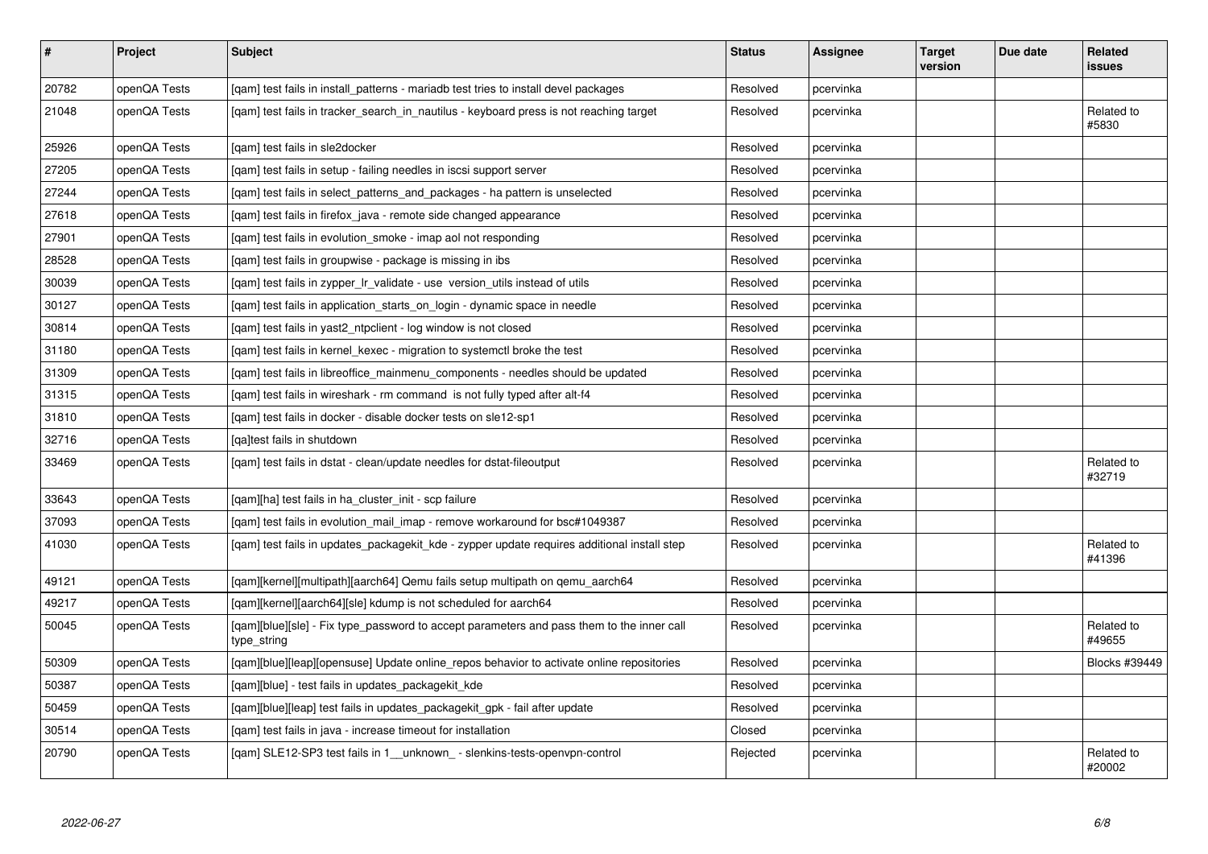| # | Project | Subject | Status | Assignee | Target version | Due date | Related issues |
|---|---|---|---|---|---|---|---|
| 20782 | openQA Tests | [qam] test fails in install_patterns - mariadb test tries to install devel packages | Resolved | pcervinka | | | |
| 21048 | openQA Tests | [qam] test fails in tracker_search_in_nautilus - keyboard press is not reaching target | Resolved | pcervinka | | | Related to #5830 |
| 25926 | openQA Tests | [qam] test fails in sle2docker | Resolved | pcervinka | | | |
| 27205 | openQA Tests | [qam] test fails in setup - failing needles in iscsi support server | Resolved | pcervinka | | | |
| 27244 | openQA Tests | [qam] test fails in select_patterns_and_packages - ha pattern is unselected | Resolved | pcervinka | | | |
| 27618 | openQA Tests | [qam] test fails in firefox_java - remote side changed appearance | Resolved | pcervinka | | | |
| 27901 | openQA Tests | [qam] test fails in evolution_smoke - imap aol not responding | Resolved | pcervinka | | | |
| 28528 | openQA Tests | [qam] test fails in groupwise - package is missing in ibs | Resolved | pcervinka | | | |
| 30039 | openQA Tests | [qam] test fails in zypper_lr_validate - use version_utils instead of utils | Resolved | pcervinka | | | |
| 30127 | openQA Tests | [qam] test fails in application_starts_on_login - dynamic space in needle | Resolved | pcervinka | | | |
| 30814 | openQA Tests | [qam] test fails in yast2_ntpclient - log window is not closed | Resolved | pcervinka | | | |
| 31180 | openQA Tests | [qam] test fails in kernel_kexec - migration to systemctl broke the test | Resolved | pcervinka | | | |
| 31309 | openQA Tests | [qam] test fails in libreoffice_mainmenu_components - needles should be updated | Resolved | pcervinka | | | |
| 31315 | openQA Tests | [qam] test fails in wireshark - rm command is not fully typed after alt-f4 | Resolved | pcervinka | | | |
| 31810 | openQA Tests | [qam] test fails in docker - disable docker tests on sle12-sp1 | Resolved | pcervinka | | | |
| 32716 | openQA Tests | [qa]test fails in shutdown | Resolved | pcervinka | | | |
| 33469 | openQA Tests | [qam] test fails in dstat - clean/update needles for dstat-fileoutput | Resolved | pcervinka | | | Related to #32719 |
| 33643 | openQA Tests | [qam][ha] test fails in ha_cluster_init - scp failure | Resolved | pcervinka | | | |
| 37093 | openQA Tests | [qam] test fails in evolution_mail_imap - remove workaround for bsc#1049387 | Resolved | pcervinka | | | |
| 41030 | openQA Tests | [qam] test fails in updates_packagekit_kde - zypper update requires additional install step | Resolved | pcervinka | | | Related to #41396 |
| 49121 | openQA Tests | [qam][kernel][multipath][aarch64] Qemu fails setup multipath on qemu_aarch64 | Resolved | pcervinka | | | |
| 49217 | openQA Tests | [qam][kernel][aarch64][sle] kdump is not scheduled for aarch64 | Resolved | pcervinka | | | |
| 50045 | openQA Tests | [qam][blue][sle] - Fix type_password to accept parameters and pass them to the inner call type_string | Resolved | pcervinka | | | Related to #49655 |
| 50309 | openQA Tests | [qam][blue][leap][opensuse] Update online_repos behavior to activate online repositories | Resolved | pcervinka | | | Blocks #39449 |
| 50387 | openQA Tests | [qam][blue] - test fails in updates_packagekit_kde | Resolved | pcervinka | | | |
| 50459 | openQA Tests | [qam][blue][leap] test fails in updates_packagekit_gpk - fail after update | Resolved | pcervinka | | | |
| 30514 | openQA Tests | [qam] test fails in java - increase timeout for installation | Closed | pcervinka | | | |
| 20790 | openQA Tests | [qam] SLE12-SP3 test fails in 1__unknown_ - slenkins-tests-openvpn-control | Rejected | pcervinka | | | Related to #20002 |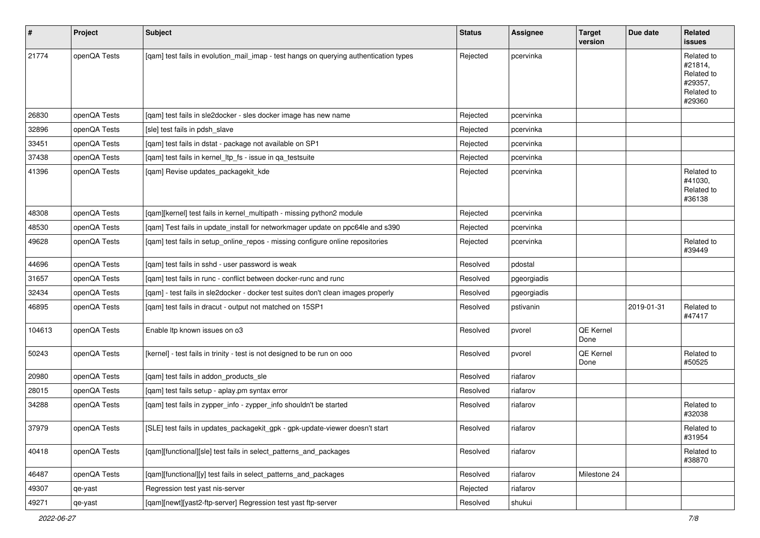| # | Project | Subject | Status | Assignee | Target version | Due date | Related issues |
|---|---|---|---|---|---|---|---|
| 21774 | openQA Tests | [qam] test fails in evolution_mail_imap - test hangs on querying authentication types | Rejected | pcervinka | | | Related to #21814, Related to #29357, Related to #29360 |
| 26830 | openQA Tests | [qam] test fails in sle2docker - sles docker image has new name | Rejected | pcervinka | | | |
| 32896 | openQA Tests | [sle] test fails in pdsh_slave | Rejected | pcervinka | | | |
| 33451 | openQA Tests | [qam] test fails in dstat - package not available on SP1 | Rejected | pcervinka | | | |
| 37438 | openQA Tests | [qam] test fails in kernel_ltp_fs - issue in qa_testsuite | Rejected | pcervinka | | | |
| 41396 | openQA Tests | [qam] Revise updates_packagekit_kde | Rejected | pcervinka | | | Related to #41030, Related to #36138 |
| 48308 | openQA Tests | [qam][kernel] test fails in kernel_multipath - missing python2 module | Rejected | pcervinka | | | |
| 48530 | openQA Tests | [qam] Test fails in update_install for networkmager update on ppc64le and s390 | Rejected | pcervinka | | | |
| 49628 | openQA Tests | [qam] test fails in setup_online_repos - missing configure online repositories | Rejected | pcervinka | | | Related to #39449 |
| 44696 | openQA Tests | [qam] test fails in sshd - user password is weak | Resolved | pdostal | | | |
| 31657 | openQA Tests | [qam] test fails in runc - conflict between docker-runc and runc | Resolved | pgeorgiadis | | | |
| 32434 | openQA Tests | [qam] - test fails in sle2docker - docker test suites don't clean images properly | Resolved | pgeorgiadis | | | |
| 46895 | openQA Tests | [qam] test fails in dracut - output not matched on 15SP1 | Resolved | pstivanin | | 2019-01-31 | Related to #47417 |
| 104613 | openQA Tests | Enable ltp known issues on o3 | Resolved | pvorel | QE Kernel Done | | |
| 50243 | openQA Tests | [kernel] - test fails in trinity - test is not designed to be run on ooo | Resolved | pvorel | QE Kernel Done | | Related to #50525 |
| 20980 | openQA Tests | [qam] test fails in addon_products_sle | Resolved | riafarov | | | |
| 28015 | openQA Tests | [qam] test fails setup - aplay.pm syntax error | Resolved | riafarov | | | |
| 34288 | openQA Tests | [qam] test fails in zypper_info - zypper_info shouldn't be started | Resolved | riafarov | | | Related to #32038 |
| 37979 | openQA Tests | [SLE] test fails in updates_packagekit_gpk - gpk-update-viewer doesn't start | Resolved | riafarov | | | Related to #31954 |
| 40418 | openQA Tests | [qam][functional][sle] test fails in select_patterns_and_packages | Resolved | riafarov | | | Related to #38870 |
| 46487 | openQA Tests | [qam][functional][y] test fails in select_patterns_and_packages | Resolved | riafarov | Milestone 24 | | |
| 49307 | qe-yast | Regression test yast nis-server | Rejected | riafarov | | | |
| 49271 | qe-yast | [qam][newt][yast2-ftp-server] Regression test yast ftp-server | Resolved | shukui | | | |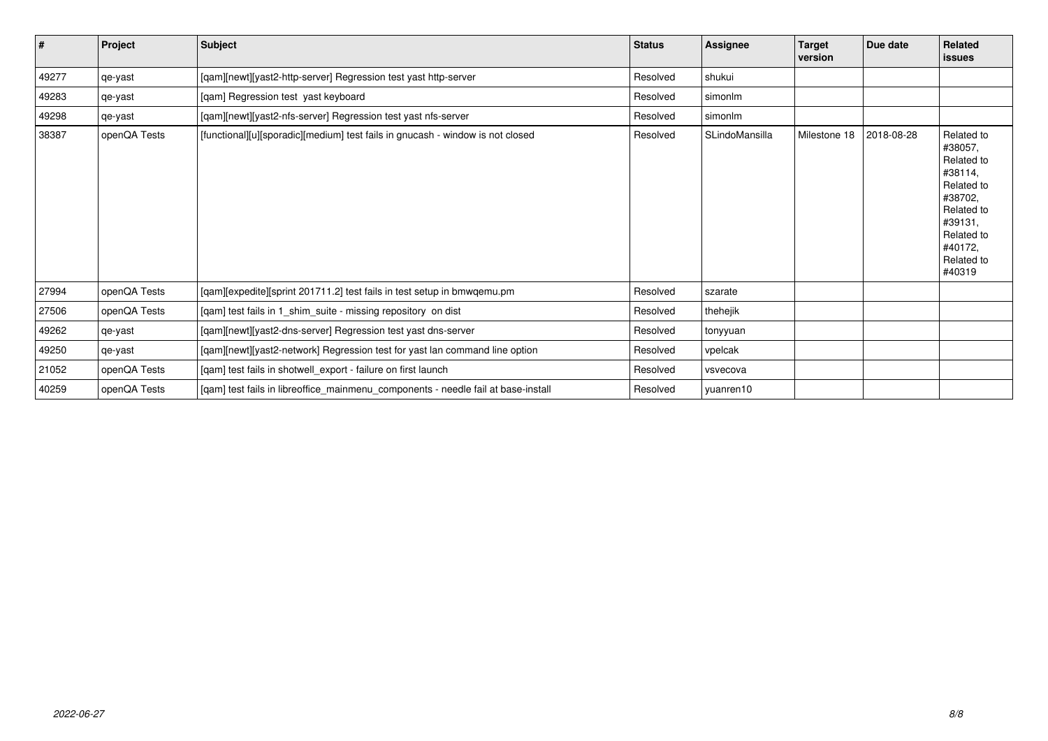| # | Project | Subject | Status | Assignee | Target version | Due date | Related issues |
|---|---|---|---|---|---|---|---|
| 49277 | qe-yast | [qam][newt][yast2-http-server] Regression test yast http-server | Resolved | shukui | | | |
| 49283 | qe-yast | [qam] Regression test yast keyboard | Resolved | simonlm | | | |
| 49298 | qe-yast | [qam][newt][yast2-nfs-server] Regression test yast nfs-server | Resolved | simonlm | | | |
| 38387 | openQA Tests | [functional][u][sporadic][medium] test fails in gnucash - window is not closed | Resolved | SLindoMansilla | Milestone 18 | 2018-08-28 | Related to #38057, Related to #38114, Related to #38702, Related to #39131, Related to #40172, Related to #40319 |
| 27994 | openQA Tests | [qam][expedite][sprint 201711.2] test fails in test setup in bmwqemu.pm | Resolved | szarate | | | |
| 27506 | openQA Tests | [qam] test fails in 1_shim_suite - missing repository on dist | Resolved | thehejik | | | |
| 49262 | qe-yast | [qam][newt][yast2-dns-server] Regression test yast dns-server | Resolved | tonyyuan | | | |
| 49250 | qe-yast | [qam][newt][yast2-network] Regression test for yast lan command line option | Resolved | vpelcak | | | |
| 21052 | openQA Tests | [qam] test fails in shotwell_export - failure on first launch | Resolved | vsvecova | | | |
| 40259 | openQA Tests | [qam] test fails in libreoffice_mainmenu_components - needle fail at base-install | Resolved | yuanren10 | | | |